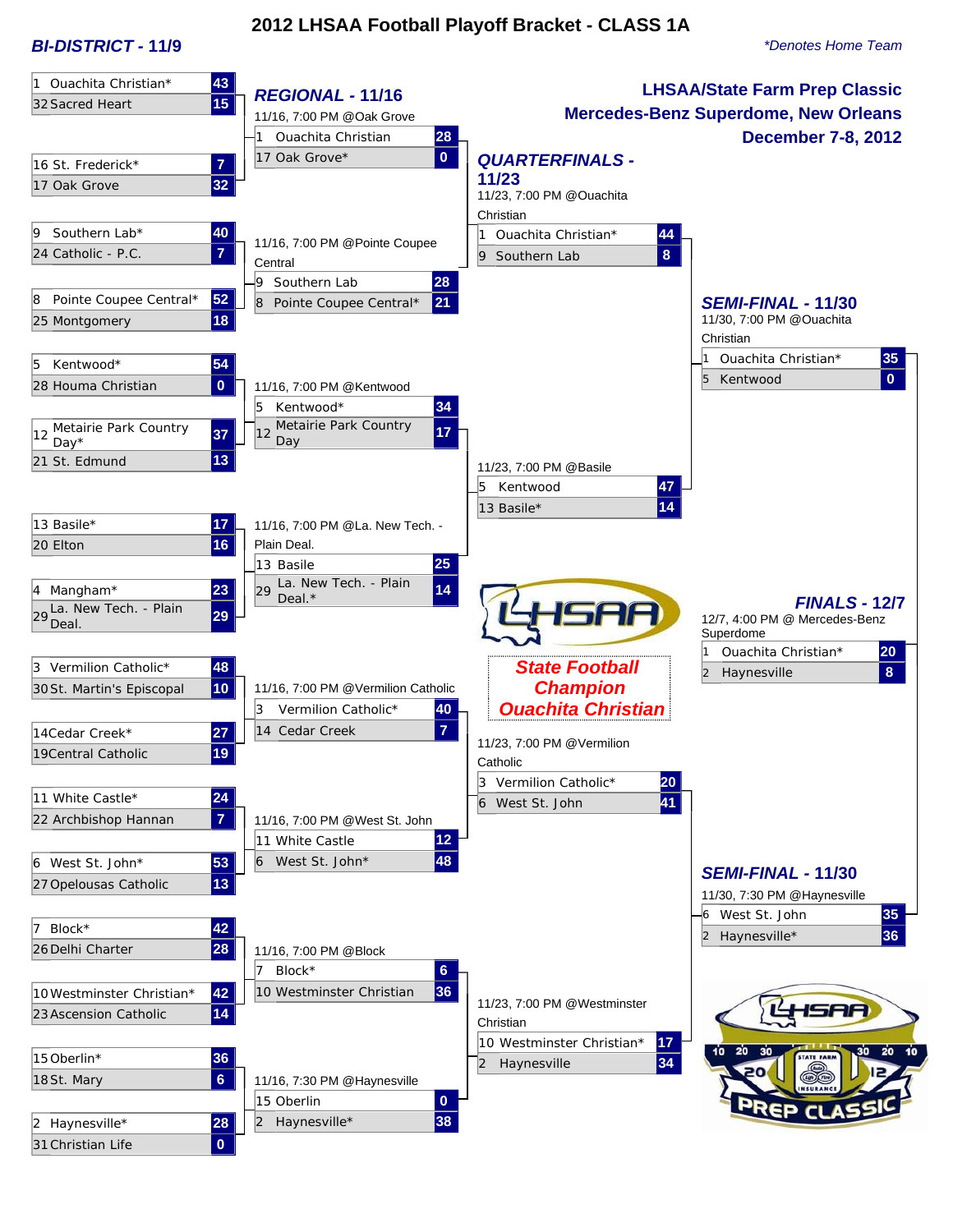# 2012 LHSAA Football Playoff Bracket - CLASS 1A

*Denotes Home Team

**LHSAA/State Farm Prep Classic**
**Mercedes-Benz Superdome, New Orleans**
**December 7-8, 2012**

## BI-DISTRICT - 11/9

| Seed | Team | Score |
|---|---|---|
| 1 | Ouachita Christian* | 43 |
| 32 | Sacred Heart | 15 |
| 16 | St. Frederick* | 7 |
| 17 | Oak Grove | 32 |
| 9 | Southern Lab* | 40 |
| 24 | Catholic - P.C. | 7 |
| 8 | Pointe Coupee Central* | 52 |
| 25 | Montgomery | 18 |
| 5 | Kentwood* | 54 |
| 28 | Houma Christian | 0 |
| 12 | Metairie Park Country Day* | 37 |
| 21 | St. Edmund | 13 |
| 13 | Basile* | 17 |
| 20 | Elton | 16 |
| 4 | Mangham* | 23 |
| 29 | La. New Tech. - Plain Deal. | 29 |
| 3 | Vermilion Catholic* | 48 |
| 30 | St. Martin's Episcopal | 10 |
| 14 | Cedar Creek* | 27 |
| 19 | Central Catholic | 19 |
| 11 | White Castle* | 24 |
| 22 | Archbishop Hannan | 7 |
| 6 | West St. John* | 53 |
| 27 | Opelousas Catholic | 13 |
| 7 | Block* | 42 |
| 26 | Delhi Charter | 28 |
| 10 | Westminster Christian* | 42 |
| 23 | Ascension Catholic | 14 |
| 15 | Oberlin* | 36 |
| 18 | St. Mary | 6 |
| 2 | Haynesville* | 28 |
| 31 | Christian Life | 0 |

## REGIONAL - 11/16

11/16, 7:00 PM @Oak Grove

| Seed | Team | Score |
|---|---|---|
| 1 | Ouachita Christian | 28 |
| 17 | Oak Grove* | 0 |

11/16, 7:00 PM @Pointe Coupee Central

| Seed | Team | Score |
|---|---|---|
| 9 | Southern Lab | 28 |
| 8 | Pointe Coupee Central* | 21 |

11/16, 7:00 PM @Kentwood

| Seed | Team | Score |
|---|---|---|
| 5 | Kentwood* | 34 |
| 12 | Metairie Park Country Day | 17 |

11/16, 7:00 PM @La. New Tech. - Plain Deal.

| Seed | Team | Score |
|---|---|---|
| 13 | Basile | 25 |
| 29 | La. New Tech. - Plain Deal.* | 14 |

11/16, 7:00 PM @Vermilion Catholic

| Seed | Team | Score |
|---|---|---|
| 3 | Vermilion Catholic* | 40 |
| 14 | Cedar Creek | 7 |

11/16, 7:00 PM @West St. John

| Seed | Team | Score |
|---|---|---|
| 11 | White Castle | 12 |
| 6 | West St. John* | 48 |

11/16, 7:00 PM @Block

| Seed | Team | Score |
|---|---|---|
| 7 | Block* | 6 |
| 10 | Westminster Christian | 36 |

11/16, 7:30 PM @Haynesville

| Seed | Team | Score |
|---|---|---|
| 15 | Oberlin | 0 |
| 2 | Haynesville* | 38 |

## QUARTERFINALS - 11/23

11/23, 7:00 PM @Ouachita Christian

| Seed | Team | Score |
|---|---|---|
| 1 | Ouachita Christian* | 44 |
| 9 | Southern Lab | 8 |

11/23, 7:00 PM @Basile

| Seed | Team | Score |
|---|---|---|
| 5 | Kentwood | 47 |
| 13 | Basile* | 14 |

11/23, 7:00 PM @Vermilion Catholic

| Seed | Team | Score |
|---|---|---|
| 3 | Vermilion Catholic* | 20 |
| 6 | West St. John | 41 |

11/23, 7:00 PM @Westminster Christian

| Seed | Team | Score |
|---|---|---|
| 10 | Westminster Christian* | 17 |
| 2 | Haynesville | 34 |

## SEMI-FINAL - 11/30

11/30, 7:00 PM @Ouachita Christian

| Seed | Team | Score |
|---|---|---|
| 1 | Ouachita Christian* | 35 |
| 5 | Kentwood | 0 |

## SEMI-FINAL - 11/30

11/30, 7:30 PM @Haynesville

| Seed | Team | Score |
|---|---|---|
| 6 | West St. John | 35 |
| 2 | Haynesville* | 36 |

## FINALS - 12/7

12/7, 4:00 PM @ Mercedes-Benz Superdome

| Seed | Team | Score |
|---|---|---|
| 1 | Ouachita Christian* | 20 |
| 2 | Haynesville | 8 |

**State Football Champion**
**Ouachita Christian**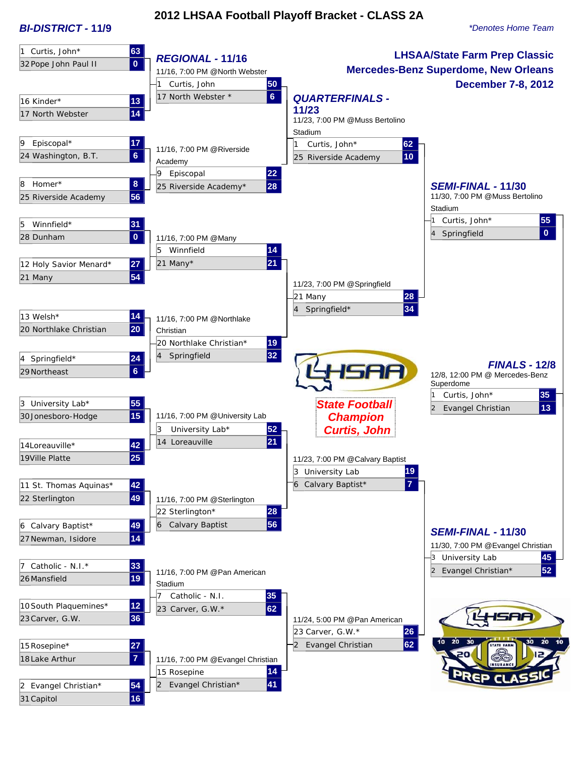# 2012 LHSAA Football Playoff Bracket - CLASS 2A

*Denotes Home Team

**LHSAA/State Farm Prep Classic**
**Mercedes-Benz Superdome, New Orleans**
**December 7-8, 2012**

## BI-DISTRICT - 11/9

| Seed | Team | Score |
|---|---|---|
| 1 | Curtis, John* | 63 |
| 32 | Pope John Paul II | 0 |
| 16 | Kinder* | 13 |
| 17 | North Webster | 14 |
| 9 | Episcopal* | 17 |
| 24 | Washington, B.T. | 6 |
| 8 | Homer* | 8 |
| 25 | Riverside Academy | 56 |
| 5 | Winnfield* | 31 |
| 28 | Dunham | 0 |
| 12 | Holy Savior Menard* | 27 |
| 21 | Many | 54 |
| 13 | Welsh* | 14 |
| 20 | Northlake Christian | 20 |
| 4 | Springfield* | 24 |
| 29 | Northeast | 6 |
| 3 | University Lab* | 55 |
| 30 | Jonesboro-Hodge | 15 |
| 14 | Loreauville* | 42 |
| 19 | Ville Platte | 25 |
| 11 | St. Thomas Aquinas* | 42 |
| 22 | Sterlington | 49 |
| 6 | Calvary Baptist* | 49 |
| 27 | Newman, Isidore | 14 |
| 7 | Catholic - N.I.* | 33 |
| 26 | Mansfield | 19 |
| 10 | South Plaquemines* | 12 |
| 23 | Carver, G.W. | 36 |
| 15 | Rosepine* | 27 |
| 18 | Lake Arthur | 7 |
| 2 | Evangel Christian* | 54 |
| 31 | Capitol | 16 |

## REGIONAL - 11/16

| Game | Seed | Team | Score |
|---|---|---|---|
| 11/16, 7:00 PM @North Webster | 1 | Curtis, John | 50 |
| | 17 | North Webster * | 6 |
| 11/16, 7:00 PM @Riverside Academy | 9 | Episcopal | 22 |
| | 25 | Riverside Academy* | 28 |
| 11/16, 7:00 PM @Many | 5 | Winnfield | 14 |
| | 21 | Many* | 21 |
| 11/16, 7:00 PM @Northlake Christian | 20 | Northlake Christian* | 19 |
| | 4 | Springfield | 32 |
| 11/16, 7:00 PM @University Lab | 3 | University Lab* | 52 |
| | 14 | Loreauville | 21 |
| 11/16, 7:00 PM @Sterlington | 22 | Sterlington* | 28 |
| | 6 | Calvary Baptist | 56 |
| 11/16, 7:00 PM @Pan American Stadium | 7 | Catholic - N.I. | 35 |
| | 23 | Carver, G.W.* | 62 |
| 11/16, 7:00 PM @Evangel Christian | 15 | Rosepine | 14 |
| | 2 | Evangel Christian* | 41 |

## QUARTERFINALS - 11/23

| Game | Seed | Team | Score |
|---|---|---|---|
| 11/23, 7:00 PM @Muss Bertolino Stadium | 1 | Curtis, John* | 62 |
| | 25 | Riverside Academy | 10 |
| 11/23, 7:00 PM @Springfield | 21 | Many | 28 |
| | 4 | Springfield* | 34 |
| 11/23, 7:00 PM @Calvary Baptist | 3 | University Lab | 19 |
| | 6 | Calvary Baptist* | 7 |
| 11/24, 5:00 PM @Pan American | 23 | Carver, G.W.* | 26 |
| | 2 | Evangel Christian | 62 |

## SEMI-FINAL - 11/30

| Game | Seed | Team | Score |
|---|---|---|---|
| 11/30, 7:00 PM @Muss Bertolino Stadium | 1 | Curtis, John* | 55 |
| | 4 | Springfield | 0 |
| 11/30, 7:00 PM @Evangel Christian | 3 | University Lab | 45 |
| | 2 | Evangel Christian* | 52 |

## FINALS - 12/8

12/8, 12:00 PM @ Mercedes-Benz Superdome

| Seed | Team | Score |
|---|---|---|
| 1 | Curtis, John* | 35 |
| 2 | Evangel Christian | 13 |

**State Football Champion Curtis, John**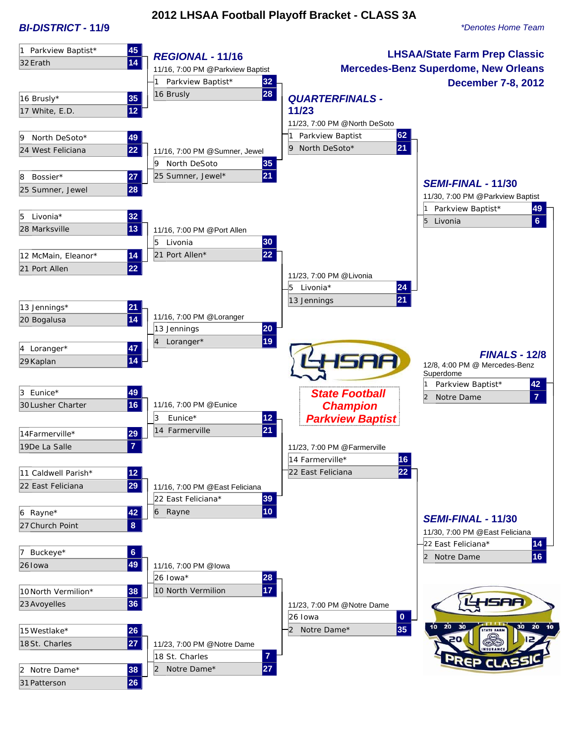# 2012 LHSAA Football Playoff Bracket - CLASS 3A

*\*Denotes Home Team*

**LHSAA/State Farm Prep Classic**
**Mercedes-Benz Superdome, New Orleans**
**December 7-8, 2012**

## BI-DISTRICT - 11/9

| Team | Score |
|---|---|
| 1 Parkview Baptist* | 45 |
| 32 Erath | 14 |
| 16 Brusly* | 35 |
| 17 White, E.D. | 12 |
| 9 North DeSoto* | 49 |
| 24 West Feliciana | 22 |
| 8 Bossier* | 27 |
| 25 Sumner, Jewel | 28 |
| 5 Livonia* | 32 |
| 28 Marksville | 13 |
| 12 McMain, Eleanor* | 14 |
| 21 Port Allen | 22 |
| 13 Jennings* | 21 |
| 20 Bogalusa | 14 |
| 4 Loranger* | 47 |
| 29 Kaplan | 14 |
| 3 Eunice* | 49 |
| 30 Lusher Charter | 16 |
| 14 Farmerville* | 29 |
| 19 De La Salle | 7 |
| 11 Caldwell Parish* | 12 |
| 22 East Feliciana | 29 |
| 6 Rayne* | 42 |
| 27 Church Point | 8 |
| 7 Buckeye* | 6 |
| 26 Iowa | 49 |
| 10 North Vermilion* | 38 |
| 23 Avoyelles | 36 |
| 15 Westlake* | 26 |
| 18 St. Charles | 27 |
| 2 Notre Dame* | 38 |
| 31 Patterson | 26 |

## REGIONAL - 11/16

11/16, 7:00 PM @Parkview Baptist

| Team | Score |
|---|---|
| 1 Parkview Baptist* | 32 |
| 16 Brusly | 28 |

11/16, 7:00 PM @Sumner, Jewel

| Team | Score |
|---|---|
| 9 North DeSoto | 35 |
| 25 Sumner, Jewel* | 21 |

11/16, 7:00 PM @Port Allen

| Team | Score |
|---|---|
| 5 Livonia | 30 |
| 21 Port Allen* | 22 |

11/16, 7:00 PM @Loranger

| Team | Score |
|---|---|
| 13 Jennings | 20 |
| 4 Loranger* | 19 |

11/16, 7:00 PM @Eunice

| Team | Score |
|---|---|
| 3 Eunice* | 12 |
| 14 Farmerville | 21 |

11/16, 7:00 PM @East Feliciana

| Team | Score |
|---|---|
| 22 East Feliciana* | 39 |
| 6 Rayne | 10 |

11/16, 7:00 PM @Iowa

| Team | Score |
|---|---|
| 26 Iowa* | 28 |
| 10 North Vermilion | 17 |

11/23, 7:00 PM @Notre Dame

| Team | Score |
|---|---|
| 18 St. Charles | 7 |
| 2 Notre Dame* | 27 |

## QUARTERFINALS - 11/23

11/23, 7:00 PM @North DeSoto

| Team | Score |
|---|---|
| 1 Parkview Baptist | 62 |
| 9 North DeSoto* | 21 |

11/23, 7:00 PM @Livonia

| Team | Score |
|---|---|
| 5 Livonia* | 24 |
| 13 Jennings | 21 |

11/23, 7:00 PM @Farmerville

| Team | Score |
|---|---|
| 14 Farmerville* | 16 |
| 22 East Feliciana | 22 |

11/23, 7:00 PM @Notre Dame

| Team | Score |
|---|---|
| 26 Iowa | 0 |
| 2 Notre Dame* | 35 |

## SEMI-FINAL - 11/30

11/30, 7:00 PM @Parkview Baptist

| Team | Score |
|---|---|
| 1 Parkview Baptist* | 49 |
| 5 Livonia | 6 |

## SEMI-FINAL - 11/30

11/30, 7:00 PM @East Feliciana

| Team | Score |
|---|---|
| 22 East Feliciana* | 14 |
| 2 Notre Dame | 16 |

## FINALS - 12/8

12/8, 4:00 PM @ Mercedes-Benz Superdome

| Team | Score |
|---|---|
| 1 Parkview Baptist* | 42 |
| 2 Notre Dame | 7 |

**State Football Champion**
**Parkview Baptist**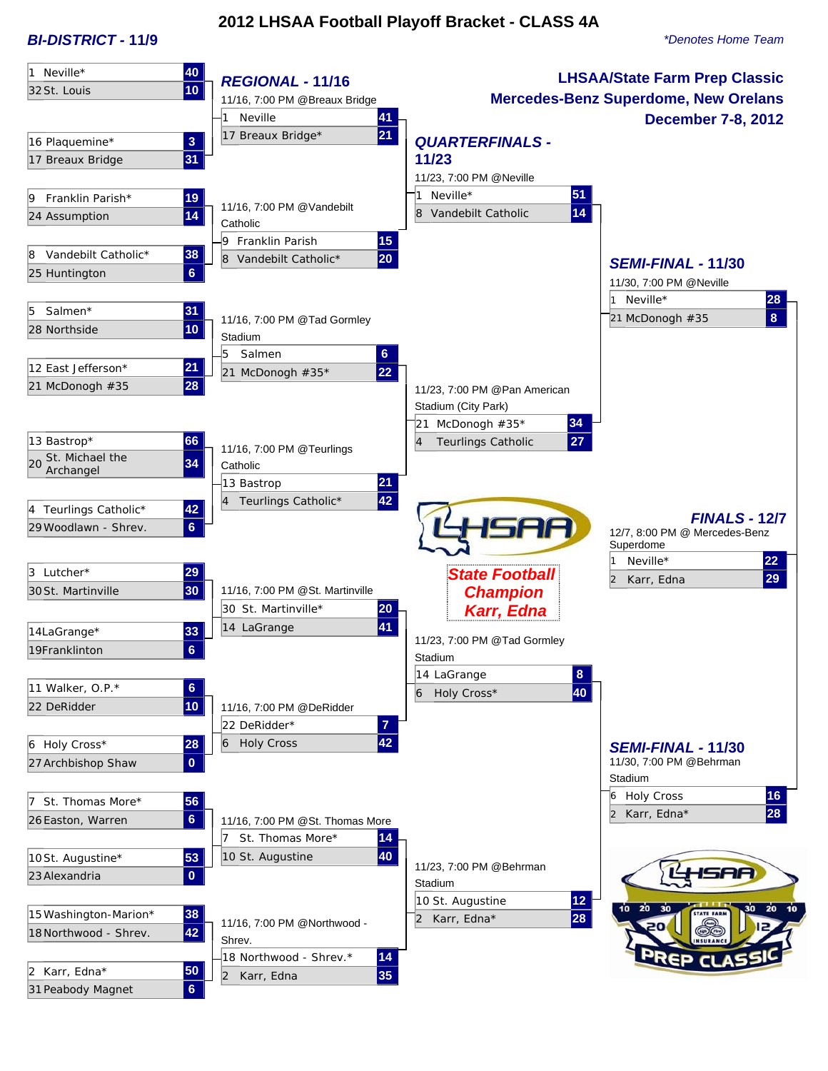# 2012 LHSAA Football Playoff Bracket - CLASS 4A

*\*Denotes Home Team*

**LHSAA/State Farm Prep Classic**
**Mercedes-Benz Superdome, New Orelans**
**December 7-8, 2012**

## BI-DISTRICT - 11/9

| Seed | Team | Score |
|---|---|---|
| 1 | Neville* | 40 |
| 32 | St. Louis | 10 |
| 16 | Plaquemine* | 3 |
| 17 | Breaux Bridge | 31 |
| 9 | Franklin Parish* | 19 |
| 24 | Assumption | 14 |
| 8 | Vandebilt Catholic* | 38 |
| 25 | Huntington | 6 |
| 5 | Salmen* | 31 |
| 28 | Northside | 10 |
| 12 | East Jefferson* | 21 |
| 21 | McDonogh #35 | 28 |
| 13 | Bastrop* | 66 |
| 20 | St. Michael the Archangel | 34 |
| 4 | Teurlings Catholic* | 42 |
| 29 | Woodlawn - Shrev. | 6 |
| 3 | Lutcher* | 29 |
| 30 | St. Martinville | 30 |
| 14 | LaGrange* | 33 |
| 19 | Franklinton | 6 |
| 11 | Walker, O.P.* | 6 |
| 22 | DeRidder | 10 |
| 6 | Holy Cross* | 28 |
| 27 | Archbishop Shaw | 0 |
| 7 | St. Thomas More* | 56 |
| 26 | Easton, Warren | 6 |
| 10 | St. Augustine* | 53 |
| 23 | Alexandria | 0 |
| 15 | Washington-Marion* | 38 |
| 18 | Northwood - Shrev. | 42 |
| 2 | Karr, Edna* | 50 |
| 31 | Peabody Magnet | 6 |

## REGIONAL - 11/16

| Game | Seed | Team | Score |
|---|---|---|---|
| 11/16, 7:00 PM @Breaux Bridge | 1 | Neville | 41 |
| | 17 | Breaux Bridge* | 21 |
| 11/16, 7:00 PM @Vandebilt Catholic | 9 | Franklin Parish | 15 |
| | 8 | Vandebilt Catholic* | 20 |
| 11/16, 7:00 PM @Tad Gormley Stadium | 5 | Salmen | 6 |
| | 21 | McDonogh #35* | 22 |
| 11/16, 7:00 PM @Teurlings Catholic | 13 | Bastrop | 21 |
| | 4 | Teurlings Catholic* | 42 |
| 11/16, 7:00 PM @St. Martinville | 30 | St. Martinville* | 20 |
| | 14 | LaGrange | 41 |
| 11/16, 7:00 PM @DeRidder | 22 | DeRidder* | 7 |
| | 6 | Holy Cross | 42 |
| 11/16, 7:00 PM @St. Thomas More | 7 | St. Thomas More* | 14 |
| | 10 | St. Augustine | 40 |
| 11/16, 7:00 PM @Northwood - Shrev. | 18 | Northwood - Shrev.* | 14 |
| | 2 | Karr, Edna | 35 |

## QUARTERFINALS - 11/23

| Game | Seed | Team | Score |
|---|---|---|---|
| 11/23, 7:00 PM @Neville | 1 | Neville* | 51 |
| | 8 | Vandebilt Catholic | 14 |
| 11/23, 7:00 PM @Pan American Stadium (City Park) | 21 | McDonogh #35* | 34 |
| | 4 | Teurlings Catholic | 27 |
| 11/23, 7:00 PM @Tad Gormley Stadium | 14 | LaGrange | 8 |
| | 6 | Holy Cross* | 40 |
| 11/23, 7:00 PM @Behrman Stadium | 10 | St. Augustine | 12 |
| | 2 | Karr, Edna* | 28 |

## SEMI-FINAL - 11/30

| Game | Seed | Team | Score |
|---|---|---|---|
| 11/30, 7:00 PM @Neville | 1 | Neville* | 28 |
| | 21 | McDonogh #35 | 8 |
| 11/30, 7:00 PM @Behrman Stadium | 6 | Holy Cross | 16 |
| | 2 | Karr, Edna* | 28 |

## FINALS - 12/7

12/7, 8:00 PM @ Mercedes-Benz Superdome

| Seed | Team | Score |
|---|---|---|
| 1 | Neville* | 22 |
| 2 | Karr, Edna | 29 |

**State Football Champion**
**Karr, Edna**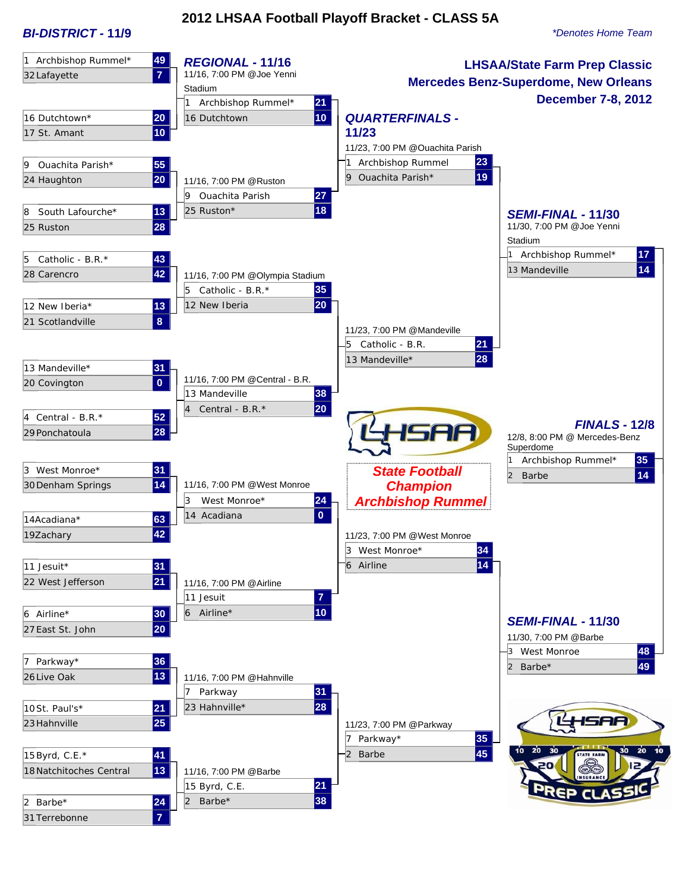# 2012 LHSAA Football Playoff Bracket - CLASS 5A

*\*Denotes Home Team*

**LHSAA/State Farm Prep Classic**
**Mercedes Benz-Superdome, New Orleans**
**December 7-8, 2012**

## BI-DISTRICT - 11/9

| | |
|---|---|
| 1 Archbishop Rummel* | 49 |
| 32 Lafayette | 7 |
| 16 Dutchtown* | 20 |
| 17 St. Amant | 10 |
| 9 Ouachita Parish* | 55 |
| 24 Haughton | 20 |
| 8 South Lafourche* | 13 |
| 25 Ruston | 28 |
| 5 Catholic - B.R.* | 43 |
| 28 Carencro | 42 |
| 12 New Iberia* | 13 |
| 21 Scotlandville | 8 |
| 13 Mandeville* | 31 |
| 20 Covington | 0 |
| 4 Central - B.R.* | 52 |
| 29 Ponchatoula | 28 |
| 3 West Monroe* | 31 |
| 30 Denham Springs | 14 |
| 14 Acadiana* | 63 |
| 19 Zachary | 42 |
| 11 Jesuit* | 31 |
| 22 West Jefferson | 21 |
| 6 Airline* | 30 |
| 27 East St. John | 20 |
| 7 Parkway* | 36 |
| 26 Live Oak | 13 |
| 10 St. Paul's* | 21 |
| 23 Hahnville | 25 |
| 15 Byrd, C.E.* | 41 |
| 18 Natchitoches Central | 13 |
| 2 Barbe* | 24 |
| 31 Terrebonne | 7 |

## REGIONAL - 11/16

11/16, 7:00 PM @Joe Yenni Stadium

| | |
|---|---|
| 1 Archbishop Rummel* | 21 |
| 16 Dutchtown | 10 |

11/16, 7:00 PM @Ruston

| | |
|---|---|
| 9 Ouachita Parish | 27 |
| 25 Ruston* | 18 |

11/16, 7:00 PM @Olympia Stadium

| | |
|---|---|
| 5 Catholic - B.R.* | 35 |
| 12 New Iberia | 20 |

11/16, 7:00 PM @Central - B.R.

| | |
|---|---|
| 13 Mandeville | 38 |
| 4 Central - B.R.* | 20 |

11/16, 7:00 PM @West Monroe

| | |
|---|---|
| 3 West Monroe* | 24 |
| 14 Acadiana | 0 |

11/16, 7:00 PM @Airline

| | |
|---|---|
| 11 Jesuit | 7 |
| 6 Airline* | 10 |

11/16, 7:00 PM @Hahnville

| | |
|---|---|
| 7 Parkway | 31 |
| 23 Hahnville* | 28 |

11/16, 7:00 PM @Barbe

| | |
|---|---|
| 15 Byrd, C.E. | 21 |
| 2 Barbe* | 38 |

## QUARTERFINALS - 11/23

11/23, 7:00 PM @Ouachita Parish

| | |
|---|---|
| 1 Archbishop Rummel | 23 |
| 9 Ouachita Parish* | 19 |

11/23, 7:00 PM @Mandeville

| | |
|---|---|
| 5 Catholic - B.R. | 21 |
| 13 Mandeville* | 28 |

11/23, 7:00 PM @West Monroe

| | |
|---|---|
| 3 West Monroe* | 34 |
| 6 Airline | 14 |

11/23, 7:00 PM @Parkway

| | |
|---|---|
| 7 Parkway* | 35 |
| 2 Barbe | 45 |

## SEMI-FINAL - 11/30

11/30, 7:00 PM @Joe Yenni Stadium

| | |
|---|---|
| 1 Archbishop Rummel* | 17 |
| 13 Mandeville | 14 |

## SEMI-FINAL - 11/30

11/30, 7:00 PM @Barbe

| | |
|---|---|
| 3 West Monroe | 48 |
| 2 Barbe* | 49 |

## FINALS - 12/8

12/8, 8:00 PM @ Mercedes-Benz Superdome

| | |
|---|---|
| 1 Archbishop Rummel* | 35 |
| 2 Barbe | 14 |

**State Football Champion Archbishop Rummel**